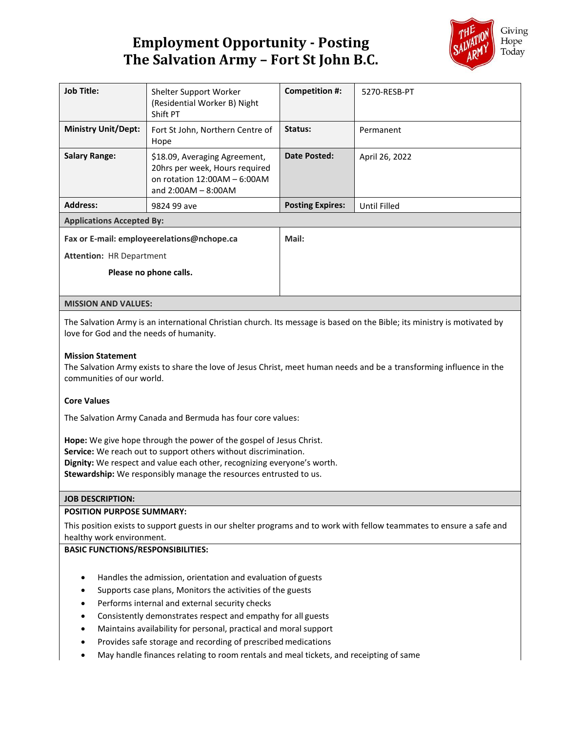# Employment Opportunity - Posting
# The Salvation Army – Fort St John B.C.

Giving Hope Today

| **Job Title:** | Shelter Support Worker (Residential Worker B) Night Shift PT | **Competition #:** | 5270-RESB-PT |
|---|---|---|---|
| **Ministry Unit/Dept:** | Fort St John, Northern Centre of Hope | **Status:** | Permanent |
| **Salary Range:** | $18.09, Averaging Agreement, 20hrs per week, Hours required on rotation 12:00AM – 6:00AM and 2:00AM – 8:00AM | **Date Posted:** | April 26, 2022 |
| **Address:** | 9824 99 ave | **Posting Expires:** | Until Filled |

**Applications Accepted By:**

**Fax or E-mail: employeerelations@nchope.ca**

**Attention:** HR Department

**Please no phone calls.**

**Mail:**

**MISSION AND VALUES:**

The Salvation Army is an international Christian church. Its message is based on the Bible; its ministry is motivated by love for God and the needs of humanity.

**Mission Statement**

The Salvation Army exists to share the love of Jesus Christ, meet human needs and be a transforming influence in the communities of our world.

**Core Values**

The Salvation Army Canada and Bermuda has four core values:

**Hope:** We give hope through the power of the gospel of Jesus Christ.
**Service:** We reach out to support others without discrimination.
**Dignity:** We respect and value each other, recognizing everyone's worth.
**Stewardship:** We responsibly manage the resources entrusted to us.

**JOB DESCRIPTION:**

**POSITION PURPOSE SUMMARY:**

This position exists to support guests in our shelter programs and to work with fellow teammates to ensure a safe and healthy work environment.

**BASIC FUNCTIONS/RESPONSIBILITIES:**

- Handles the admission, orientation and evaluation of guests
- Supports case plans, Monitors the activities of the guests
- Performs internal and external security checks
- Consistently demonstrates respect and empathy for all guests
- Maintains availability for personal, practical and moral support
- Provides safe storage and recording of prescribed medications
- May handle finances relating to room rentals and meal tickets, and receipting of same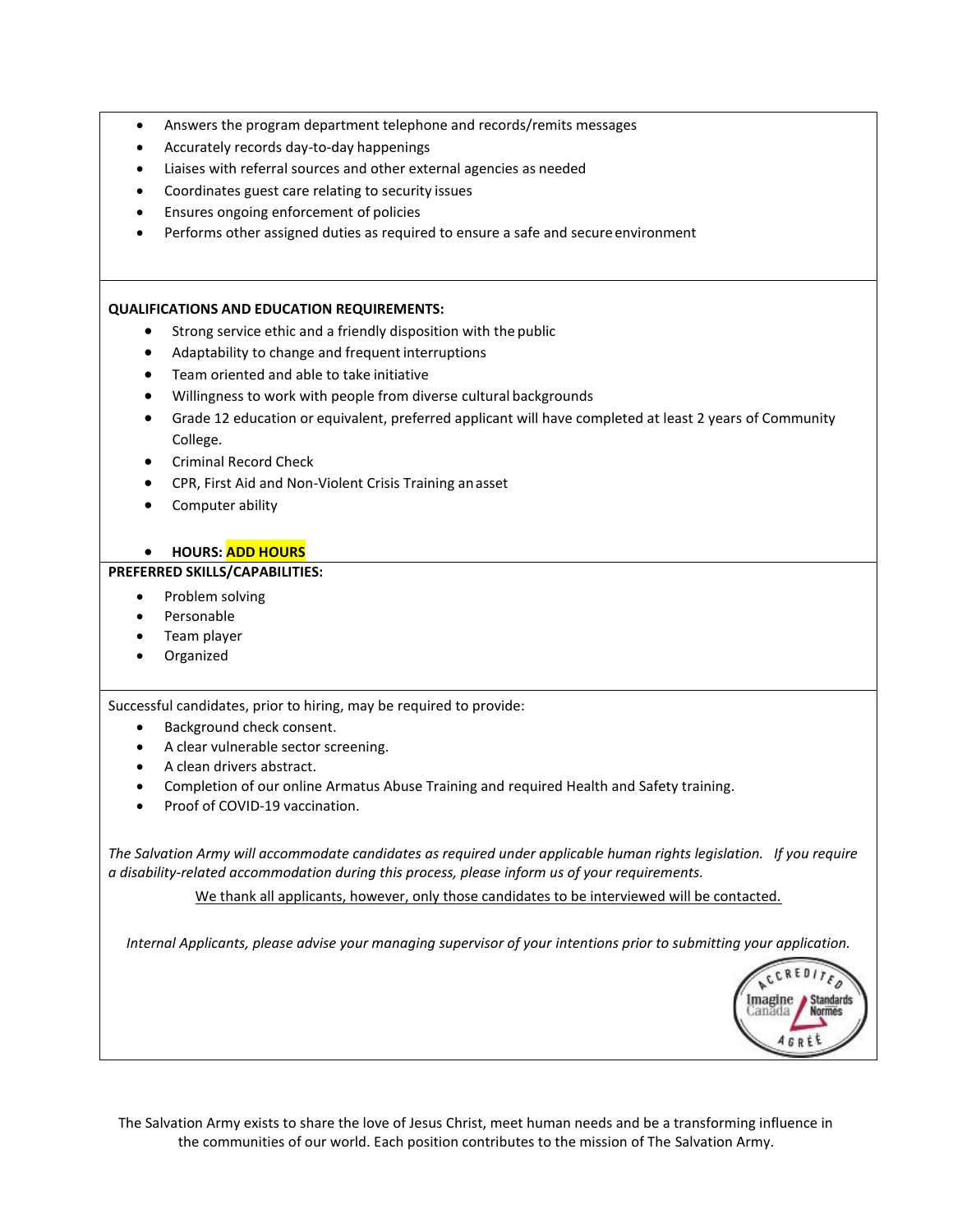- Answers the program department telephone and records/remits messages
- Accurately records day-to-day happenings
- Liaises with referral sources and other external agencies as needed
- Coordinates guest care relating to security issues
- Ensures ongoing enforcement of policies
- Performs other assigned duties as required to ensure a safe and secure environment

**QUALIFICATIONS AND EDUCATION REQUIREMENTS:**

- Strong service ethic and a friendly disposition with the public
- Adaptability to change and frequent interruptions
- Team oriented and able to take initiative
- Willingness to work with people from diverse cultural backgrounds
- Grade 12 education or equivalent, preferred applicant will have completed at least 2 years of Community College.
- Criminal Record Check
- CPR, First Aid and Non-Violent Crisis Training an asset
- Computer ability

- **HOURS: ADD HOURS**

**PREFERRED SKILLS/CAPABILITIES:**

- Problem solving
- Personable
- Team player
- Organized

Successful candidates, prior to hiring, may be required to provide:

- Background check consent.
- A clear vulnerable sector screening.
- A clean drivers abstract.
- Completion of our online Armatus Abuse Training and required Health and Safety training.
- Proof of COVID-19 vaccination.

*The Salvation Army will accommodate candidates as required under applicable human rights legislation. If you require a disability-related accommodation during this process, please inform us of your requirements.*

We thank all applicants, however, only those candidates to be interviewed will be contacted.

*Internal Applicants, please advise your managing supervisor of your intentions prior to submitting your application.*

ACCREDITED Imagine Canada Standards Normes AGRÉÉ

The Salvation Army exists to share the love of Jesus Christ, meet human needs and be a transforming influence in the communities of our world. Each position contributes to the mission of The Salvation Army.